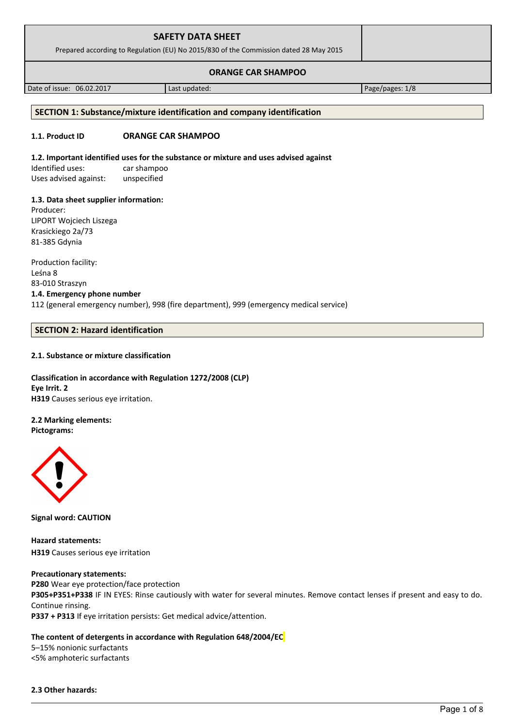# SAFETY DATA SHEET

Prepared according to Regulation (EU) No 2015/830 of the Commission dated 28 May 2015

**ORANGE CAR SHAMPOO**

| Date of issue: 06.02.2017 | Last updated: | Page/pages: 1/8 |
|---|---|---|

## SECTION 1: Substance/mixture identification and company identification

**1.1. Product ID** **ORANGE CAR SHAMPOO**

**1.2. Important identified uses for the substance or mixture and uses advised against**

Identified uses: car shampoo
Uses advised against: unspecified

**1.3. Data sheet supplier information:**

Producer:
LIPORT Wojciech Liszega
Krasickiego 2a/73
81-385 Gdynia

Production facility:
Leśna 8
83-010 Straszyn

**1.4. Emergency phone number**

112 (general emergency number), 998 (fire department), 999 (emergency medical service)

## SECTION 2: Hazard identification

**2.1. Substance or mixture classification**

**Classification in accordance with Regulation 1272/2008 (CLP)**
**Eye Irrit. 2**
**H319** Causes serious eye irritation.

**2.2 Marking elements:**
**Pictograms:**

**Signal word: CAUTION**

**Hazard statements:**
**H319** Causes serious eye irritation

**Precautionary statements:**
**P280** Wear eye protection/face protection
**P305+P351+P338** IF IN EYES: Rinse cautiously with water for several minutes. Remove contact lenses if present and easy to do. Continue rinsing.
**P337 + P313** If eye irritation persists: Get medical advice/attention.

**The content of detergents in accordance with Regulation 648/2004/EC**

5–15% nonionic surfactants
<5% amphoteric surfactants

**2.3 Other hazards:**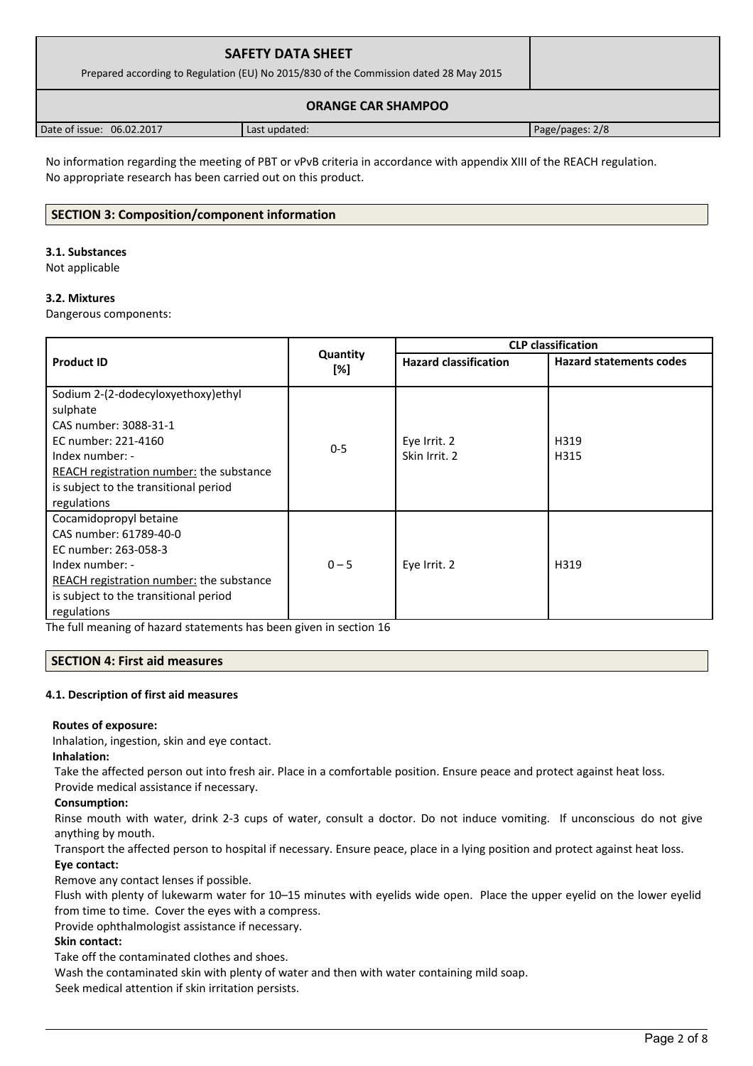No information regarding the meeting of PBT or vPvB criteria in accordance with appendix XIII of the REACH regulation. No appropriate research has been carried out on this product.

## SECTION 3: Composition/component information

### 3.1. Substances

Not applicable

### 3.2. Mixtures

Dangerous components:

| Product ID | Quantity [%] | CLP classification | |
|---|---|---|---|
| | | Hazard classification | Hazard statements codes |
| Sodium 2-(2-dodecyloxyethoxy)ethyl sulphate<br>CAS number: 3088-31-1<br>EC number: 221-4160<br>Index number: -<br>REACH registration number: the substance is subject to the transitional period regulations | 0-5 | Eye Irrit. 2<br>Skin Irrit. 2 | H319<br>H315 |
| Cocamidopropyl betaine<br>CAS number: 61789-40-0<br>EC number: 263-058-3<br>Index number: -<br>REACH registration number: the substance is subject to the transitional period regulations | 0 – 5 | Eye Irrit. 2 | H319 |

The full meaning of hazard statements has been given in section 16

## SECTION 4: First aid measures

### 4.1. Description of first aid measures

**Routes of exposure:**

Inhalation, ingestion, skin and eye contact.

**Inhalation:**

Take the affected person out into fresh air. Place in a comfortable position. Ensure peace and protect against heat loss. Provide medical assistance if necessary.

**Consumption:**

Rinse mouth with water, drink 2-3 cups of water, consult a doctor. Do not induce vomiting. If unconscious do not give anything by mouth.

Transport the affected person to hospital if necessary. Ensure peace, place in a lying position and protect against heat loss.

**Eye contact:**

Remove any contact lenses if possible.

Flush with plenty of lukewarm water for 10–15 minutes with eyelids wide open. Place the upper eyelid on the lower eyelid from time to time. Cover the eyes with a compress.

Provide ophthalmologist assistance if necessary.

**Skin contact:**

Take off the contaminated clothes and shoes.

Wash the contaminated skin with plenty of water and then with water containing mild soap.

Seek medical attention if skin irritation persists.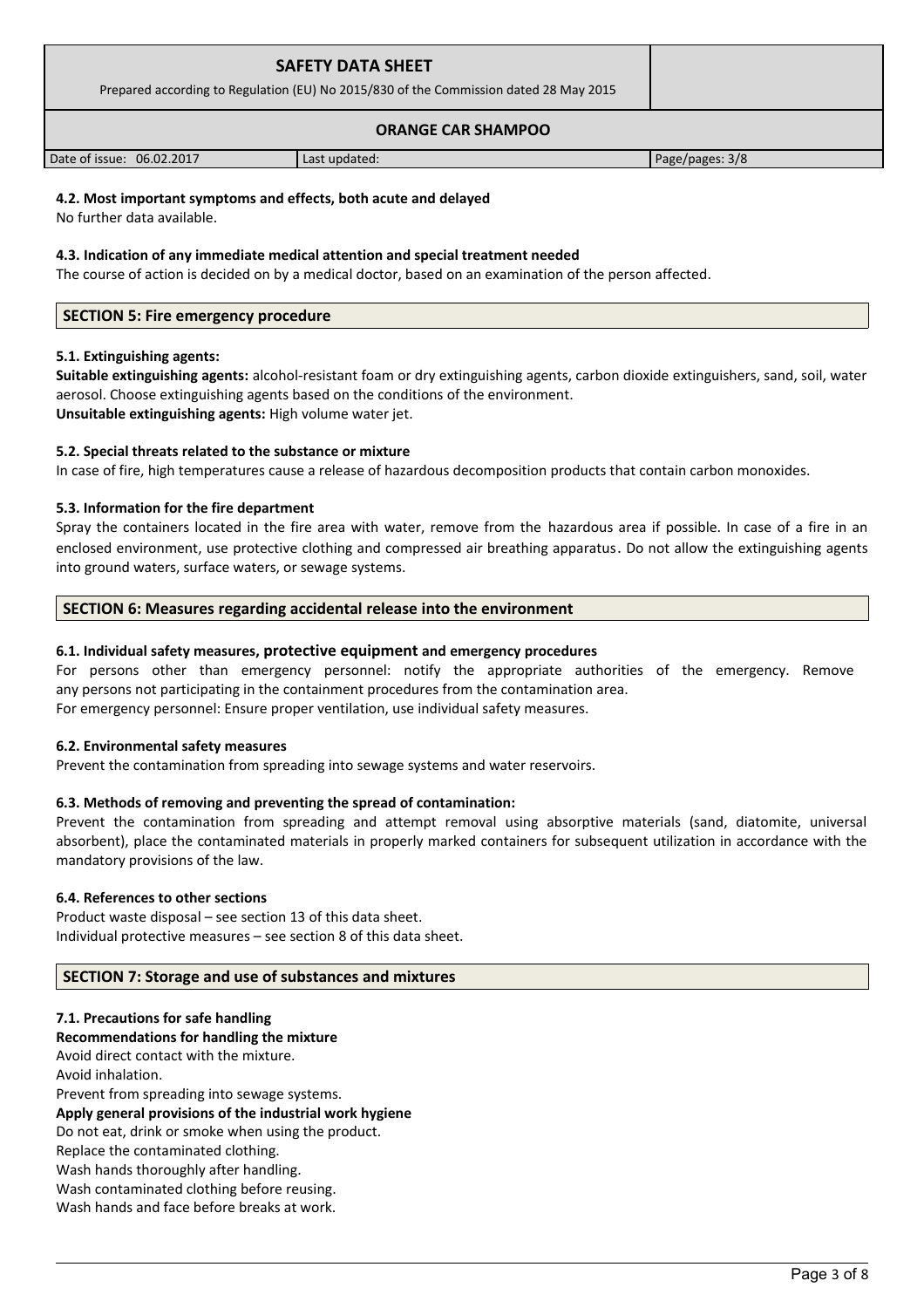### 4.2. Most important symptoms and effects, both acute and delayed

No further data available.

### 4.3. Indication of any immediate medical attention and special treatment needed

The course of action is decided on by a medical doctor, based on an examination of the person affected.

## SECTION 5: Fire emergency procedure

### 5.1. Extinguishing agents:

**Suitable extinguishing agents:** alcohol-resistant foam or dry extinguishing agents, carbon dioxide extinguishers, sand, soil, water aerosol. Choose extinguishing agents based on the conditions of the environment.
**Unsuitable extinguishing agents:** High volume water jet.

### 5.2. Special threats related to the substance or mixture

In case of fire, high temperatures cause a release of hazardous decomposition products that contain carbon monoxides.

### 5.3. Information for the fire department

Spray the containers located in the fire area with water, remove from the hazardous area if possible. In case of a fire in an enclosed environment, use protective clothing and compressed air breathing apparatus. Do not allow the extinguishing agents into ground waters, surface waters, or sewage systems.

## SECTION 6: Measures regarding accidental release into the environment

### 6.1. Individual safety measures, protective equipment and emergency procedures

For persons other than emergency personnel: notify the appropriate authorities of the emergency. Remove any persons not participating in the containment procedures from the contamination area.
For emergency personnel: Ensure proper ventilation, use individual safety measures.

### 6.2. Environmental safety measures

Prevent the contamination from spreading into sewage systems and water reservoirs.

### 6.3. Methods of removing and preventing the spread of contamination:

Prevent the contamination from spreading and attempt removal using absorptive materials (sand, diatomite, universal absorbent), place the contaminated materials in properly marked containers for subsequent utilization in accordance with the mandatory provisions of the law.

### 6.4. References to other sections

Product waste disposal – see section 13 of this data sheet.
Individual protective measures – see section 8 of this data sheet.

## SECTION 7: Storage and use of substances and mixtures

### 7.1. Precautions for safe handling

**Recommendations for handling the mixture**

Avoid direct contact with the mixture.
Avoid inhalation.
Prevent from spreading into sewage systems.

**Apply general provisions of the industrial work hygiene**

Do not eat, drink or smoke when using the product.
Replace the contaminated clothing.
Wash hands thoroughly after handling.
Wash contaminated clothing before reusing.
Wash hands and face before breaks at work.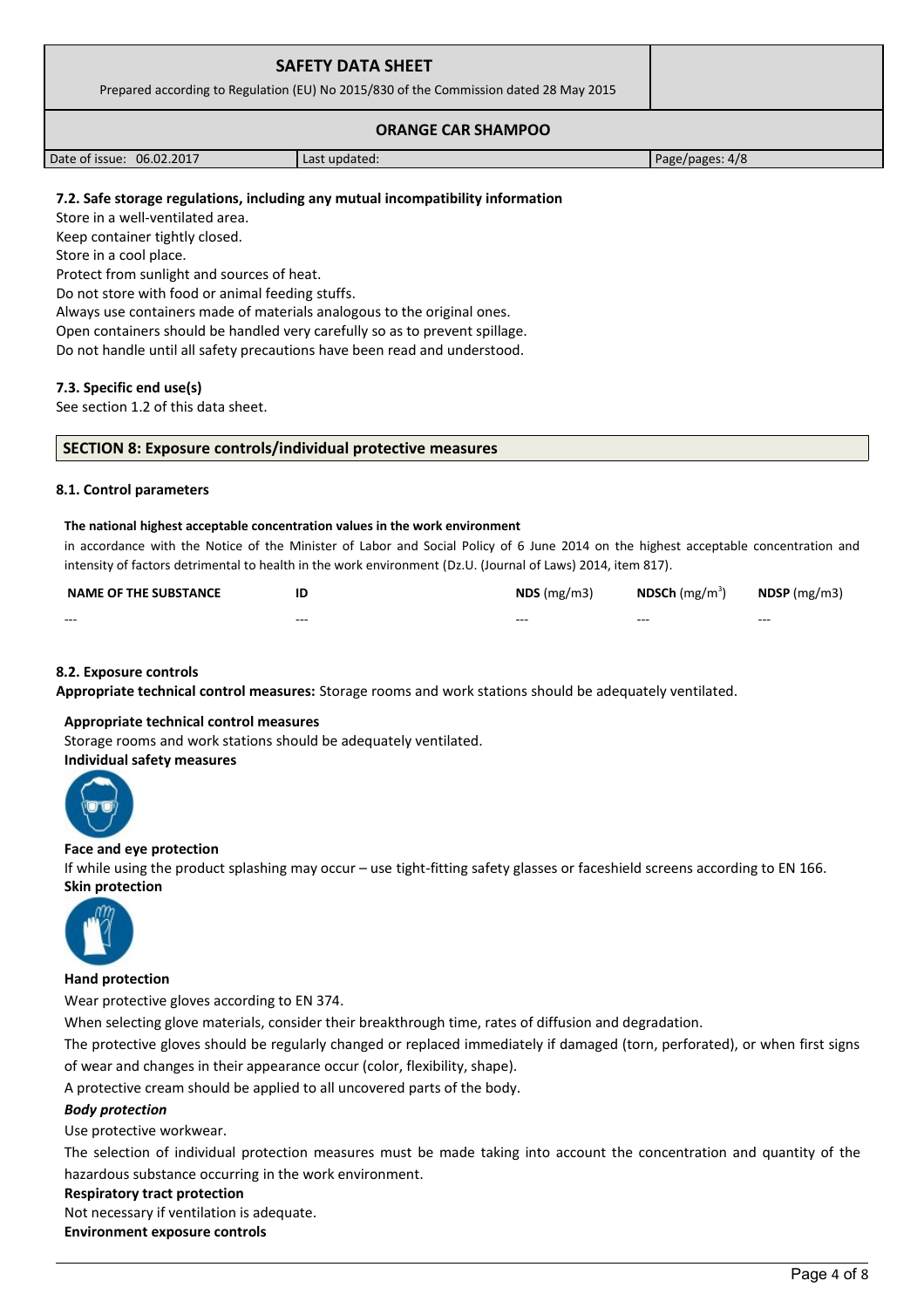#### 7.2. Safe storage regulations, including any mutual incompatibility information

Store in a well-ventilated area.
Keep container tightly closed.
Store in a cool place.
Protect from sunlight and sources of heat.
Do not store with food or animal feeding stuffs.
Always use containers made of materials analogous to the original ones.
Open containers should be handled very carefully so as to prevent spillage.
Do not handle until all safety precautions have been read and understood.

#### 7.3. Specific end use(s)

See section 1.2 of this data sheet.

## SECTION 8: Exposure controls/individual protective measures

#### 8.1. Control parameters

**The national highest acceptable concentration values in the work environment**

in accordance with the Notice of the Minister of Labor and Social Policy of 6 June 2014 on the highest acceptable concentration and intensity of factors detrimental to health in the work environment (Dz.U. (Journal of Laws) 2014, item 817).

| NAME OF THE SUBSTANCE | ID | **NDS** (mg/m3) | **NDSCh** (mg/m$^3$) | **NDSP** (mg/m3) |
|---|---|---|---|---|
| --- | --- | --- | --- | --- |

#### 8.2. Exposure controls

**Appropriate technical control measures:** Storage rooms and work stations should be adequately ventilated.

**Appropriate technical control measures**

Storage rooms and work stations should be adequately ventilated.

**Individual safety measures**

**Face and eye protection**

If while using the product splashing may occur – use tight-fitting safety glasses or faceshield screens according to EN 166.

**Skin protection**

**Hand protection**

Wear protective gloves according to EN 374.

When selecting glove materials, consider their breakthrough time, rates of diffusion and degradation.

The protective gloves should be regularly changed or replaced immediately if damaged (torn, perforated), or when first signs of wear and changes in their appearance occur (color, flexibility, shape).

A protective cream should be applied to all uncovered parts of the body.

***Body protection***

Use protective workwear.

The selection of individual protection measures must be made taking into account the concentration and quantity of the hazardous substance occurring in the work environment.

**Respiratory tract protection**

Not necessary if ventilation is adequate.

**Environment exposure controls**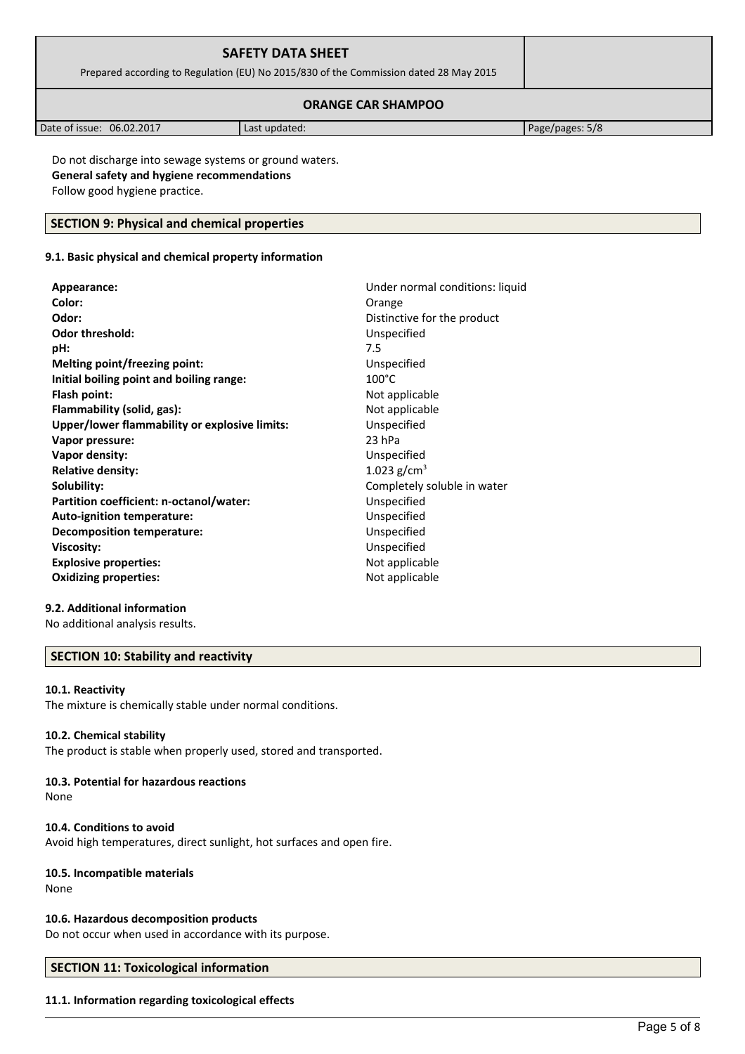Do not discharge into sewage systems or ground waters.

**General safety and hygiene recommendations**

Follow good hygiene practice.

## SECTION 9: Physical and chemical properties

### 9.1. Basic physical and chemical property information

| | |
|---|---|
| **Appearance:** | Under normal conditions: liquid |
| **Color:** | Orange |
| **Odor:** | Distinctive for the product |
| **Odor threshold:** | Unspecified |
| **pH:** | 7.5 |
| **Melting point/freezing point:** | Unspecified |
| **Initial boiling point and boiling range:** | 100°C |
| **Flash point:** | Not applicable |
| **Flammability (solid, gas):** | Not applicable |
| **Upper/lower flammability or explosive limits:** | Unspecified |
| **Vapor pressure:** | 23 hPa |
| **Vapor density:** | Unspecified |
| **Relative density:** | 1.023 $g/cm^3$ |
| **Solubility:** | Completely soluble in water |
| **Partition coefficient: n-octanol/water:** | Unspecified |
| **Auto-ignition temperature:** | Unspecified |
| **Decomposition temperature:** | Unspecified |
| **Viscosity:** | Unspecified |
| **Explosive properties:** | Not applicable |
| **Oxidizing properties:** | Not applicable |

### 9.2. Additional information

No additional analysis results.

## SECTION 10: Stability and reactivity

### 10.1. Reactivity

The mixture is chemically stable under normal conditions.

### 10.2. Chemical stability

The product is stable when properly used, stored and transported.

### 10.3. Potential for hazardous reactions

None

### 10.4. Conditions to avoid

Avoid high temperatures, direct sunlight, hot surfaces and open fire.

### 10.5. Incompatible materials

None

### 10.6. Hazardous decomposition products

Do not occur when used in accordance with its purpose.

## SECTION 11: Toxicological information

### 11.1. Information regarding toxicological effects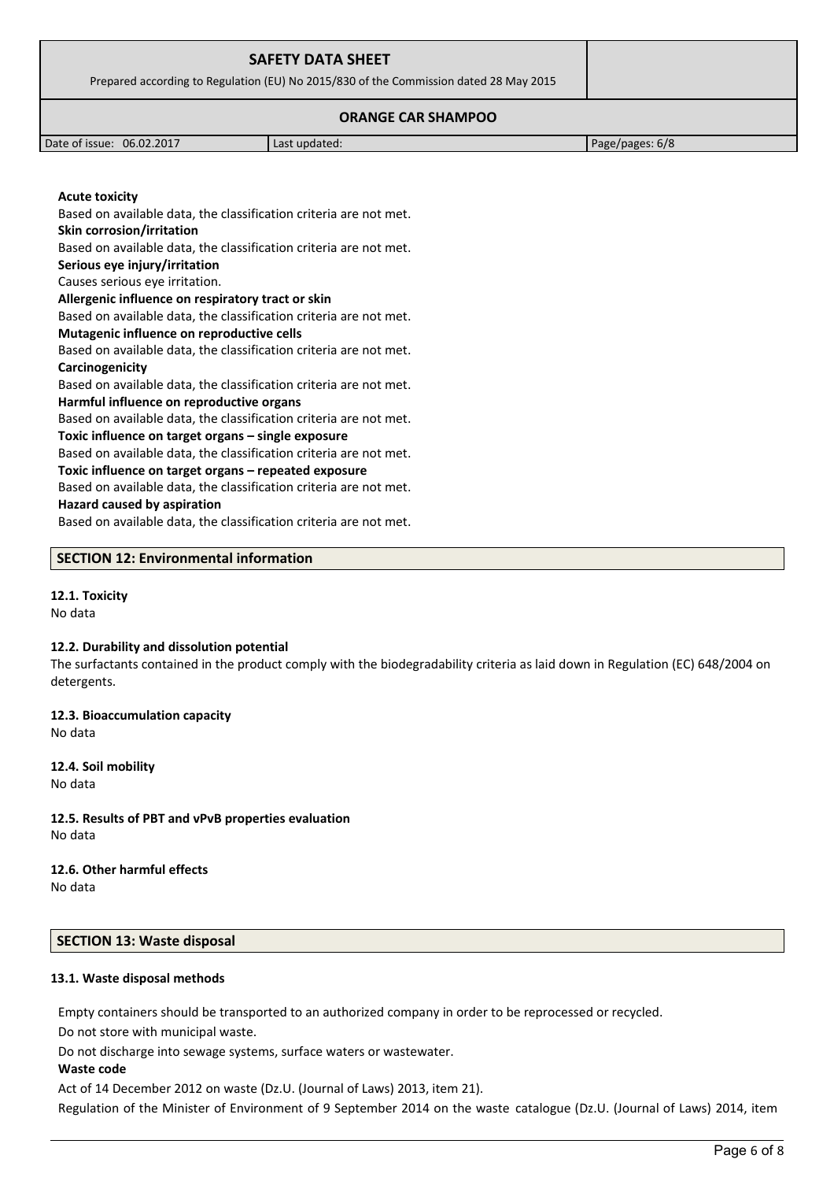**Acute toxicity**

Based on available data, the classification criteria are not met.

**Skin corrosion/irritation**

Based on available data, the classification criteria are not met.

**Serious eye injury/irritation**

Causes serious eye irritation.

**Allergenic influence on respiratory tract or skin**

Based on available data, the classification criteria are not met.

**Mutagenic influence on reproductive cells**

Based on available data, the classification criteria are not met.

**Carcinogenicity**

Based on available data, the classification criteria are not met.

**Harmful influence on reproductive organs**

Based on available data, the classification criteria are not met.

**Toxic influence on target organs – single exposure**

Based on available data, the classification criteria are not met.

**Toxic influence on target organs – repeated exposure**

Based on available data, the classification criteria are not met.

**Hazard caused by aspiration**

Based on available data, the classification criteria are not met.

## SECTION 12: Environmental information

### 12.1. Toxicity

No data

### 12.2. Durability and dissolution potential

The surfactants contained in the product comply with the biodegradability criteria as laid down in Regulation (EC) 648/2004 on detergents.

### 12.3. Bioaccumulation capacity

No data

### 12.4. Soil mobility

No data

### 12.5. Results of PBT and vPvB properties evaluation

No data

### 12.6. Other harmful effects

No data

## SECTION 13: Waste disposal

### 13.1. Waste disposal methods

Empty containers should be transported to an authorized company in order to be reprocessed or recycled.

Do not store with municipal waste.

Do not discharge into sewage systems, surface waters or wastewater.

**Waste code**

Act of 14 December 2012 on waste (Dz.U. (Journal of Laws) 2013, item 21).

Regulation of the Minister of Environment of 9 September 2014 on the waste catalogue (Dz.U. (Journal of Laws) 2014, item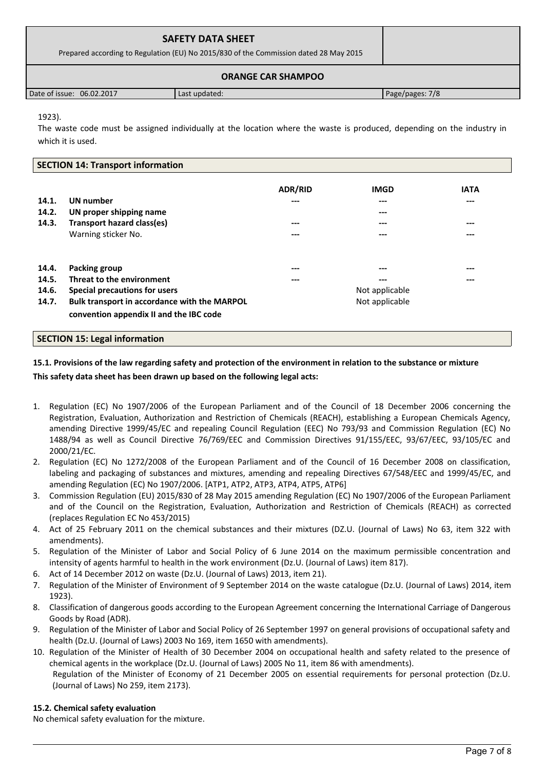1923).

The waste code must be assigned individually at the location where the waste is produced, depending on the industry in which it is used.

## SECTION 14: Transport information

| | | ADR/RID | IMGD | IATA |
|---|---|---|---|---|
| **14.1.** | **UN number** | --- | --- | --- |
| **14.2.** | **UN proper shipping name** | | --- | |
| **14.3.** | **Transport hazard class(es)** | --- | --- | --- |
| | Warning sticker No. | --- | --- | --- |
| **14.4.** | **Packing group** | --- | --- | --- |
| **14.5.** | **Threat to the environment** | --- | --- | --- |
| **14.6.** | **Special precautions for users** | | Not applicable | |
| **14.7.** | **Bulk transport in accordance with the MARPOL convention appendix II and the IBC code** | | Not applicable | |

## SECTION 15: Legal information

**15.1. Provisions of the law regarding safety and protection of the environment in relation to the substance or mixture**

**This safety data sheet has been drawn up based on the following legal acts:**

1. Regulation (EC) No 1907/2006 of the European Parliament and of the Council of 18 December 2006 concerning the Registration, Evaluation, Authorization and Restriction of Chemicals (REACH), establishing a European Chemicals Agency, amending Directive 1999/45/EC and repealing Council Regulation (EEC) No 793/93 and Commission Regulation (EC) No 1488/94 as well as Council Directive 76/769/EEC and Commission Directives 91/155/EEC, 93/67/EEC, 93/105/EC and 2000/21/EC.
2. Regulation (EC) No 1272/2008 of the European Parliament and of the Council of 16 December 2008 on classification, labeling and packaging of substances and mixtures, amending and repealing Directives 67/548/EEC and 1999/45/EC, and amending Regulation (EC) No 1907/2006. [ATP1, ATP2, ATP3, ATP4, ATP5, ATP6]
3. Commission Regulation (EU) 2015/830 of 28 May 2015 amending Regulation (EC) No 1907/2006 of the European Parliament and of the Council on the Registration, Evaluation, Authorization and Restriction of Chemicals (REACH) as corrected (replaces Regulation EC No 453/2015)
4. Act of 25 February 2011 on the chemical substances and their mixtures (DZ.U. (Journal of Laws) No 63, item 322 with amendments).
5. Regulation of the Minister of Labor and Social Policy of 6 June 2014 on the maximum permissible concentration and intensity of agents harmful to health in the work environment (Dz.U. (Journal of Laws) item 817).
6. Act of 14 December 2012 on waste (Dz.U. (Journal of Laws) 2013, item 21).
7. Regulation of the Minister of Environment of 9 September 2014 on the waste catalogue (Dz.U. (Journal of Laws) 2014, item 1923).
8. Classification of dangerous goods according to the European Agreement concerning the International Carriage of Dangerous Goods by Road (ADR).
9. Regulation of the Minister of Labor and Social Policy of 26 September 1997 on general provisions of occupational safety and health (Dz.U. (Journal of Laws) 2003 No 169, item 1650 with amendments).
10. Regulation of the Minister of Health of 30 December 2004 on occupational health and safety related to the presence of chemical agents in the workplace (Dz.U. (Journal of Laws) 2005 No 11, item 86 with amendments).
    Regulation of the Minister of Economy of 21 December 2005 on essential requirements for personal protection (Dz.U. (Journal of Laws) No 259, item 2173).

**15.2. Chemical safety evaluation**

No chemical safety evaluation for the mixture.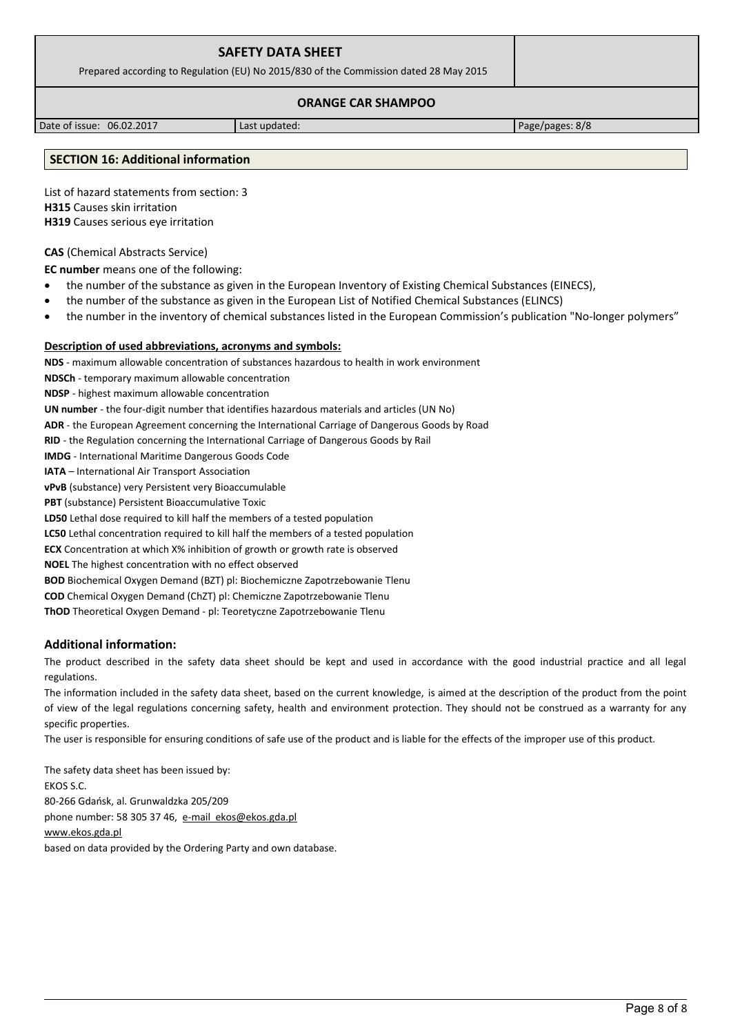## SECTION 16: Additional information

List of hazard statements from section: 3
**H315** Causes skin irritation
**H319** Causes serious eye irritation

**CAS** (Chemical Abstracts Service)

**EC number** means one of the following:

- the number of the substance as given in the European Inventory of Existing Chemical Substances (EINECS),
- the number of the substance as given in the European List of Notified Chemical Substances (ELINCS)
- the number in the inventory of chemical substances listed in the European Commission's publication "No-longer polymers"

**Description of used abbreviations, acronyms and symbols:**

**NDS** - maximum allowable concentration of substances hazardous to health in work environment
**NDSCh** - temporary maximum allowable concentration
**NDSP** - highest maximum allowable concentration
**UN number** - the four-digit number that identifies hazardous materials and articles (UN No)
**ADR** - the European Agreement concerning the International Carriage of Dangerous Goods by Road
**RID** - the Regulation concerning the International Carriage of Dangerous Goods by Rail
**IMDG** - International Maritime Dangerous Goods Code
**IATA** – International Air Transport Association
**vPvB** (substance) very Persistent very Bioaccumulable
**PBT** (substance) Persistent Bioaccumulative Toxic
**LD50** Lethal dose required to kill half the members of a tested population
**LC50** Lethal concentration required to kill half the members of a tested population
**ECX** Concentration at which X% inhibition of growth or growth rate is observed
**NOEL** The highest concentration with no effect observed
**BOD** Biochemical Oxygen Demand (BZT) pl: Biochemiczne Zapotrzebowanie Tlenu
**COD** Chemical Oxygen Demand (ChZT) pl: Chemiczne Zapotrzebowanie Tlenu
**ThOD** Theoretical Oxygen Demand - pl: Teoretyczne Zapotrzebowanie Tlenu

### Additional information:

The product described in the safety data sheet should be kept and used in accordance with the good industrial practice and all legal regulations.

The information included in the safety data sheet, based on the current knowledge, is aimed at the description of the product from the point of view of the legal regulations concerning safety, health and environment protection. They should not be construed as a warranty for any specific properties.

The user is responsible for ensuring conditions of safe use of the product and is liable for the effects of the improper use of this product.

The safety data sheet has been issued by:
EKOS S.C.
80-266 Gdańsk, al. Grunwaldzka 205/209
phone number: 58 305 37 46, e-mail ekos@ekos.gda.pl
www.ekos.gda.pl
based on data provided by the Ordering Party and own database.